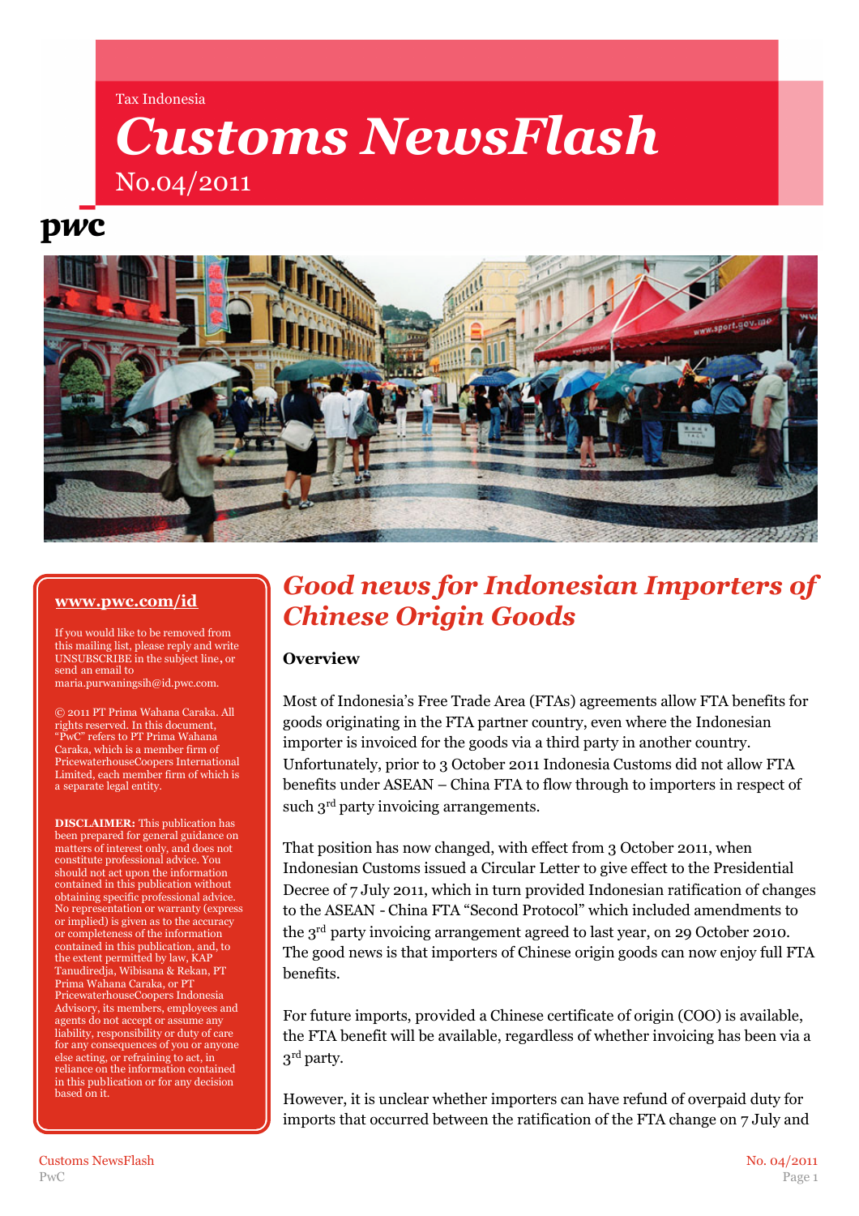Tax Indonesia

# *Customs NewsFlash*

No.04/2011

pwc

**www.pwc.com/id**

If you would like to be removed from this mailing list, please reply and write UNSUBSCRIBE in the subject line, or send an email to maria.purwaningsih@id.pwc.com.

© 2011 PT Prima Wahana Caraka. All rights reserved. In this document, "PwC" refers to PT Prima Wahana Caraka, which is a member firm of PricewaterhouseCoopers International Limited, each member firm of which is a separate legal entity.

**DISCLAIMER:** This publication has been prepared for general guidance on matters of interest only, and does not constitute professional advice. You should not act upon the information contained in this publication without obtaining specific professional advice. No representation or warranty (express or implied) is given as to the accuracy or completeness of the information contained in this publication, and, to the extent permitted by law, KAP Tanudiredja, Wibisana & Rekan, PT Prima Wahana Caraka, or PT PricewaterhouseCoopers Indonesia Advisory, its members, employees and agents do not accept or assume any liability, responsibility or duty of care for any consequences of you or anyone else acting, or refraining to act, in reliance on the information contained in this publication or for any decision based on it.

## *Good news for Indonesian Importers of Chinese Origin Goods*

### Overview

Most of Indonesia's Free Trade Area (FTAs) agreements allow FTA benefits for goods originating in the FTA partner country, even where the Indonesian importer is invoiced for the goods via a third party in another country. Unfortunately, prior to 3 October 2011 Indonesia Customs did not allow FTA benefits under ASEAN – China FTA to flow through to importers in respect of such 3rd party invoicing arrangements.

That position has now changed, with effect from 3 October 2011, when Indonesian Customs issued a Circular Letter to give effect to the Presidential Decree of 7 July 2011, which in turn provided Indonesian ratification of changes to the ASEAN - China FTA "Second Protocol" which included amendments to the 3rd party invoicing arrangement agreed to last year, on 29 October 2010. The good news is that importers of Chinese origin goods can now enjoy full FTA benefits.

For future imports, provided a Chinese certificate of origin (COO) is available, the FTA benefit will be available, regardless of whether invoicing has been via a 3rd party.

However, it is unclear whether importers can have refund of overpaid duty for imports that occurred between the ratification of the FTA change on 7 July and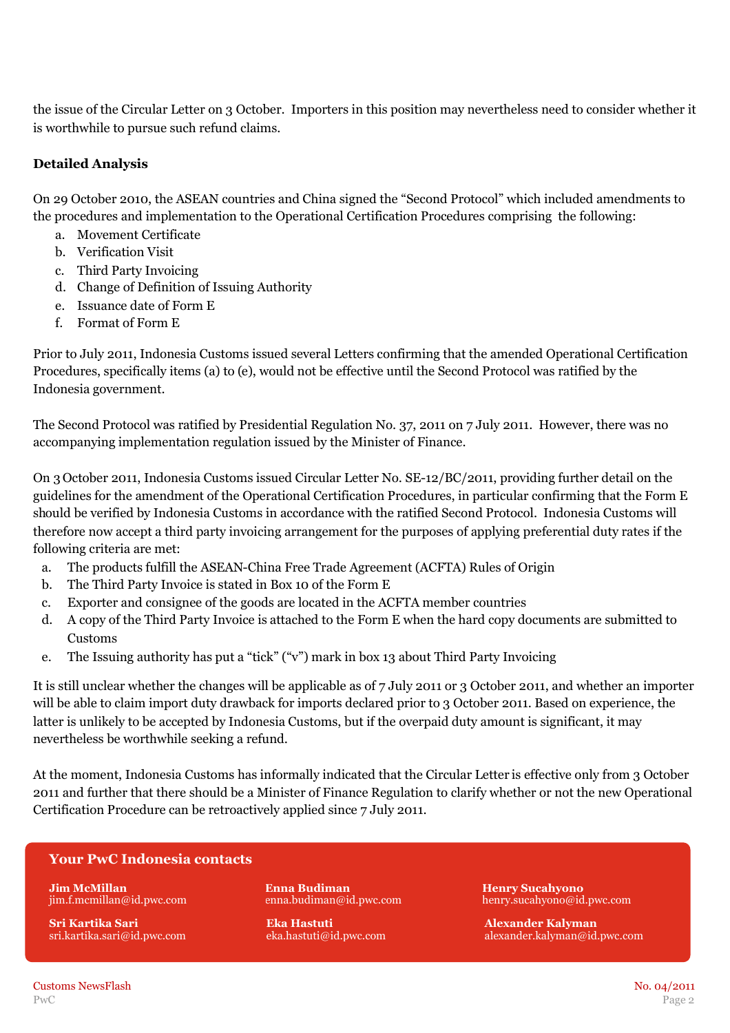the issue of the Circular Letter on 3 October. Importers in this position may nevertheless need to consider whether it is worthwhile to pursue such refund claims.

**Detailed Analysis**

On 29 October 2010, the ASEAN countries and China signed the "Second Protocol" which included amendments to the procedures and implementation to the Operational Certification Procedures comprising the following:

a. Movement Certificate
b. Verification Visit
c. Third Party Invoicing
d. Change of Definition of Issuing Authority
e. Issuance date of Form E
f. Format of Form E

Prior to July 2011, Indonesia Customs issued several Letters confirming that the amended Operational Certification Procedures, specifically items (a) to (e), would not be effective until the Second Protocol was ratified by the Indonesia government.

The Second Protocol was ratified by Presidential Regulation No. 37, 2011 on 7 July 2011. However, there was no accompanying implementation regulation issued by the Minister of Finance.

On 3 October 2011, Indonesia Customs issued Circular Letter No. SE-12/BC/2011, providing further detail on the guidelines for the amendment of the Operational Certification Procedures, in particular confirming that the Form E should be verified by Indonesia Customs in accordance with the ratified Second Protocol. Indonesia Customs will therefore now accept a third party invoicing arrangement for the purposes of applying preferential duty rates if the following criteria are met:

a. The products fulfill the ASEAN-China Free Trade Agreement (ACFTA) Rules of Origin
b. The Third Party Invoice is stated in Box 10 of the Form E
c. Exporter and consignee of the goods are located in the ACFTA member countries
d. A copy of the Third Party Invoice is attached to the Form E when the hard copy documents are submitted to Customs
e. The Issuing authority has put a "tick" ("v") mark in box 13 about Third Party Invoicing

It is still unclear whether the changes will be applicable as of 7 July 2011 or 3 October 2011, and whether an importer will be able to claim import duty drawback for imports declared prior to 3 October 2011. Based on experience, the latter is unlikely to be accepted by Indonesia Customs, but if the overpaid duty amount is significant, it may nevertheless be worthwhile seeking a refund.

At the moment, Indonesia Customs has informally indicated that the Circular Letter is effective only from 3 October 2011 and further that there should be a Minister of Finance Regulation to clarify whether or not the new Operational Certification Procedure can be retroactively applied since 7 July 2011.

**Your PwC Indonesia contacts**

**Jim McMillan**
jim.f.mcmillan@id.pwc.com

**Enna Budiman**
enna.budiman@id.pwc.com

**Henry Sucahyono**
henry.sucahyono@id.pwc.com

**Sri Kartika Sari**
sri.kartika.sari@id.pwc.com

**Eka Hastuti**
eka.hastuti@id.pwc.com

**Alexander Kalyman**
alexander.kalyman@id.pwc.com